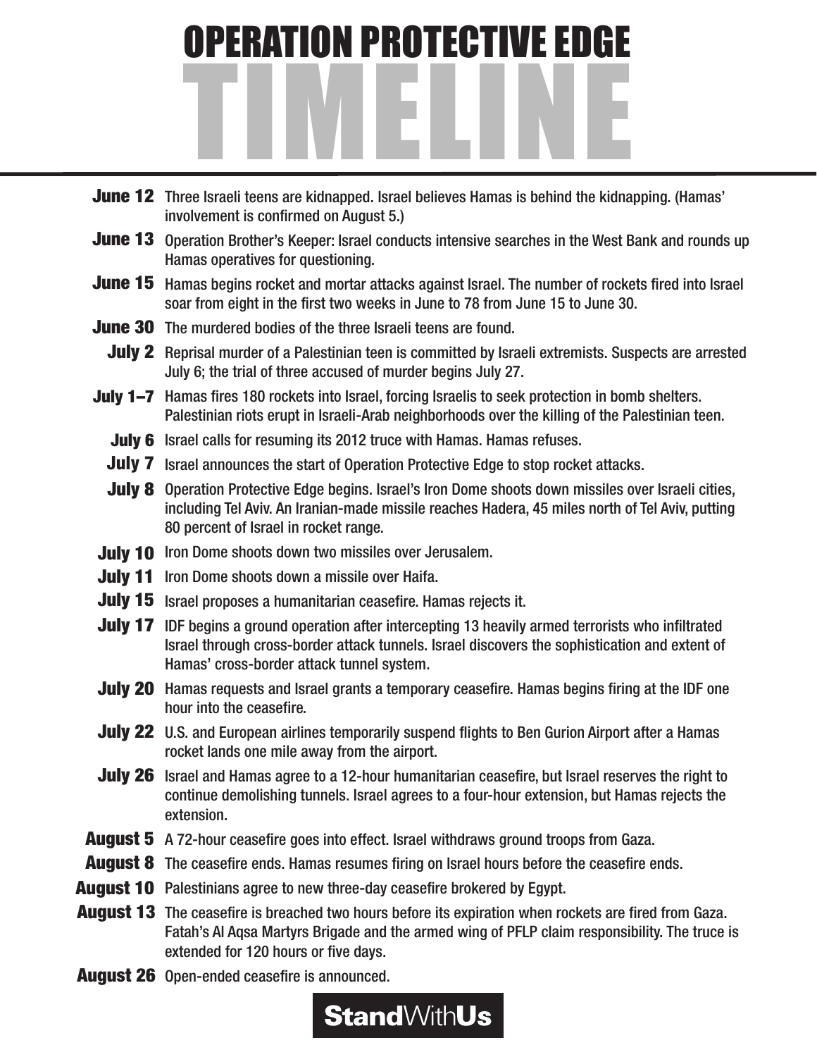# OPERATION PROTECTIVE EDGE TIMELINE

**June 12** Three Israeli teens are kidnapped. Israel believes Hamas is behind the kidnapping. (Hamas' involvement is confirmed on August 5.)

**June 13** Operation Brother's Keeper: Israel conducts intensive searches in the West Bank and rounds up Hamas operatives for questioning.

**June 15** Hamas begins rocket and mortar attacks against Israel. The number of rockets fired into Israel soar from eight in the first two weeks in June to 78 from June 15 to June 30.

**June 30** The murdered bodies of the three Israeli teens are found.

**July 2** Reprisal murder of a Palestinian teen is committed by Israeli extremists. Suspects are arrested July 6; the trial of three accused of murder begins July 27.

**July 1–7** Hamas fires 180 rockets into Israel, forcing Israelis to seek protection in bomb shelters. Palestinian riots erupt in Israeli-Arab neighborhoods over the killing of the Palestinian teen.

**July 6** Israel calls for resuming its 2012 truce with Hamas. Hamas refuses.

**July 7** Israel announces the start of Operation Protective Edge to stop rocket attacks.

**July 8** Operation Protective Edge begins. Israel's Iron Dome shoots down missiles over Israeli cities, including Tel Aviv. An Iranian-made missile reaches Hadera, 45 miles north of Tel Aviv, putting 80 percent of Israel in rocket range.

**July 10** Iron Dome shoots down two missiles over Jerusalem.

**July 11** Iron Dome shoots down a missile over Haifa.

**July 15** Israel proposes a humanitarian ceasefire. Hamas rejects it.

**July 17** IDF begins a ground operation after intercepting 13 heavily armed terrorists who infiltrated Israel through cross-border attack tunnels. Israel discovers the sophistication and extent of Hamas' cross-border attack tunnel system.

**July 20** Hamas requests and Israel grants a temporary ceasefire. Hamas begins firing at the IDF one hour into the ceasefire.

**July 22** U.S. and European airlines temporarily suspend flights to Ben Gurion Airport after a Hamas rocket lands one mile away from the airport.

**July 26** Israel and Hamas agree to a 12-hour humanitarian ceasefire, but Israel reserves the right to continue demolishing tunnels. Israel agrees to a four-hour extension, but Hamas rejects the extension.

**August 5** A 72-hour ceasefire goes into effect. Israel withdraws ground troops from Gaza.

**August 8** The ceasefire ends. Hamas resumes firing on Israel hours before the ceasefire ends.

**August 10** Palestinians agree to new three-day ceasefire brokered by Egypt.

**August 13** The ceasefire is breached two hours before its expiration when rockets are fired from Gaza. Fatah's Al Aqsa Martyrs Brigade and the armed wing of PFLP claim responsibility. The truce is extended for 120 hours or five days.

**August 26** Open-ended ceasefire is announced.

**Stand**With**Us**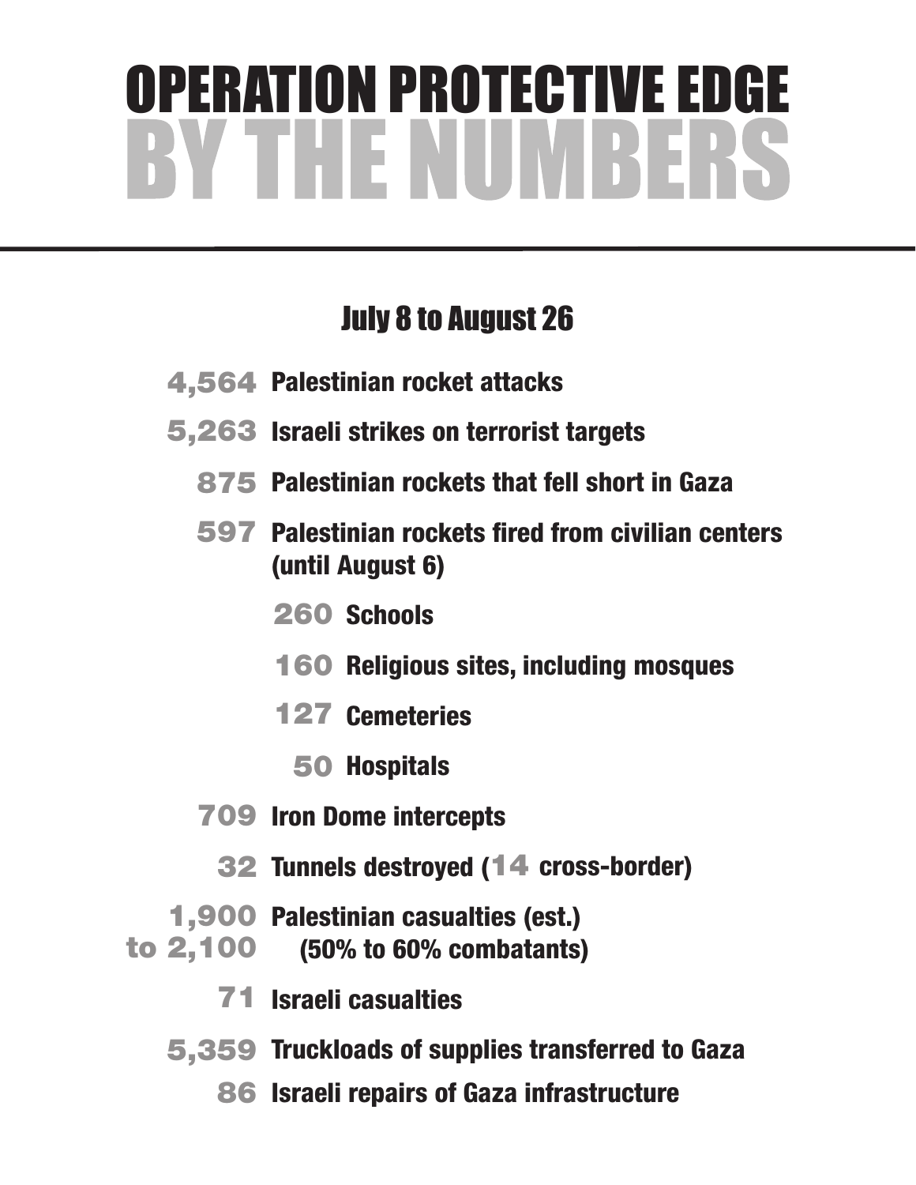# OPERATION PROTECTIVE EDGE BY THE NUMBERS

## July 8 to August 26

- **4,564** Palestinian rocket attacks
- **5,263** Israeli strikes on terrorist targets
- **875** Palestinian rockets that fell short in Gaza
- **597** Palestinian rockets fired from civilian centers (until August 6)
  - **260** Schools
  - **160** Religious sites, including mosques
  - **127** Cemeteries
  - **50** Hospitals
- **709** Iron Dome intercepts
- **32** Tunnels destroyed (**14** cross-border)
- **1,900 to 2,100** Palestinian casualties (est.) (50% to 60% combatants)
- **71** Israeli casualties
- **5,359** Truckloads of supplies transferred to Gaza
- **86** Israeli repairs of Gaza infrastructure